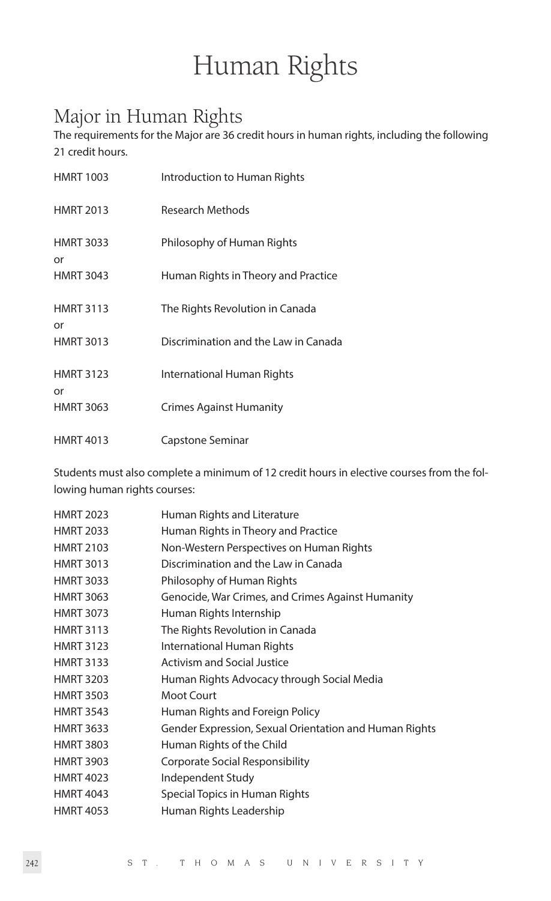# Human Rights

## Major in Human Rights

The requirements for the Major are 36 credit hours in human rights, including the following 21 credit hours.

| | |
|---|---|
| HMRT 1003 | Introduction to Human Rights |
| HMRT 2013 | Research Methods |
| HMRT 3033 | Philosophy of Human Rights |
| or | |
| HMRT 3043 | Human Rights in Theory and Practice |
| HMRT 3113 | The Rights Revolution in Canada |
| or | |
| HMRT 3013 | Discrimination and the Law in Canada |
| HMRT 3123 | International Human Rights |
| or | |
| HMRT 3063 | Crimes Against Humanity |
| HMRT 4013 | Capstone Seminar |

Students must also complete a minimum of 12 credit hours in elective courses from the following human rights courses:

| | |
|---|---|
| HMRT 2023 | Human Rights and Literature |
| HMRT 2033 | Human Rights in Theory and Practice |
| HMRT 2103 | Non-Western Perspectives on Human Rights |
| HMRT 3013 | Discrimination and the Law in Canada |
| HMRT 3033 | Philosophy of Human Rights |
| HMRT 3063 | Genocide, War Crimes, and Crimes Against Humanity |
| HMRT 3073 | Human Rights Internship |
| HMRT 3113 | The Rights Revolution in Canada |
| HMRT 3123 | International Human Rights |
| HMRT 3133 | Activism and Social Justice |
| HMRT 3203 | Human Rights Advocacy through Social Media |
| HMRT 3503 | Moot Court |
| HMRT 3543 | Human Rights and Foreign Policy |
| HMRT 3633 | Gender Expression, Sexual Orientation and Human Rights |
| HMRT 3803 | Human Rights of the Child |
| HMRT 3903 | Corporate Social Responsibility |
| HMRT 4023 | Independent Study |
| HMRT 4043 | Special Topics in Human Rights |
| HMRT 4053 | Human Rights Leadership |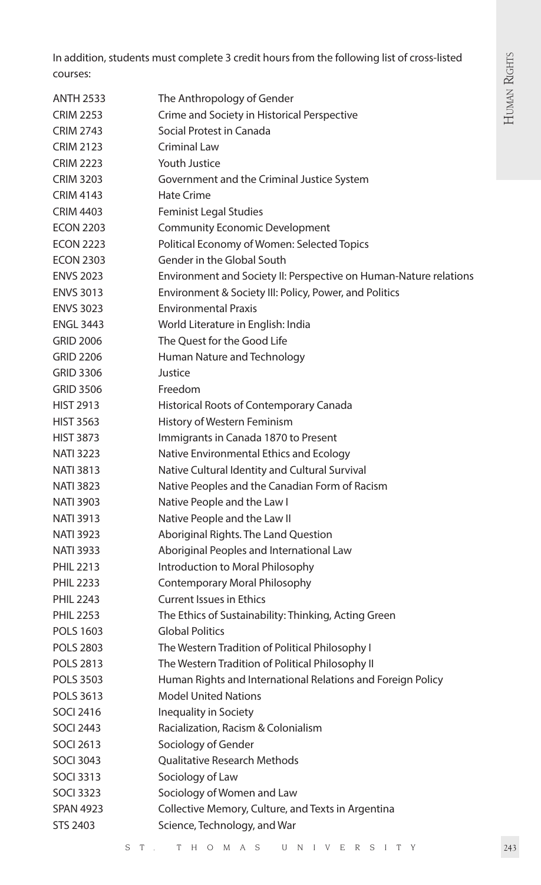In addition, students must complete 3 credit hours from the following list of cross-listed courses:

| | |
|---|---|
| ANTH 2533 | The Anthropology of Gender |
| CRIM 2253 | Crime and Society in Historical Perspective |
| CRIM 2743 | Social Protest in Canada |
| CRIM 2123 | Criminal Law |
| CRIM 2223 | Youth Justice |
| CRIM 3203 | Government and the Criminal Justice System |
| CRIM 4143 | Hate Crime |
| CRIM 4403 | Feminist Legal Studies |
| ECON 2203 | Community Economic Development |
| ECON 2223 | Political Economy of Women: Selected Topics |
| ECON 2303 | Gender in the Global South |
| ENVS 2023 | Environment and Society II: Perspective on Human-Nature relations |
| ENVS 3013 | Environment & Society III: Policy, Power, and Politics |
| ENVS 3023 | Environmental Praxis |
| ENGL 3443 | World Literature in English: India |
| GRID 2006 | The Quest for the Good Life |
| GRID 2206 | Human Nature and Technology |
| GRID 3306 | Justice |
| GRID 3506 | Freedom |
| HIST 2913 | Historical Roots of Contemporary Canada |
| HIST 3563 | History of Western Feminism |
| HIST 3873 | Immigrants in Canada 1870 to Present |
| NATI 3223 | Native Environmental Ethics and Ecology |
| NATI 3813 | Native Cultural Identity and Cultural Survival |
| NATI 3823 | Native Peoples and the Canadian Form of Racism |
| NATI 3903 | Native People and the Law I |
| NATI 3913 | Native People and the Law II |
| NATI 3923 | Aboriginal Rights. The Land Question |
| NATI 3933 | Aboriginal Peoples and International Law |
| PHIL 2213 | Introduction to Moral Philosophy |
| PHIL 2233 | Contemporary Moral Philosophy |
| PHIL 2243 | Current Issues in Ethics |
| PHIL 2253 | The Ethics of Sustainability: Thinking, Acting Green |
| POLS 1603 | Global Politics |
| POLS 2803 | The Western Tradition of Political Philosophy I |
| POLS 2813 | The Western Tradition of Political Philosophy II |
| POLS 3503 | Human Rights and International Relations and Foreign Policy |
| POLS 3613 | Model United Nations |
| SOCI 2416 | Inequality in Society |
| SOCI 2443 | Racialization, Racism & Colonialism |
| SOCI 2613 | Sociology of Gender |
| SOCI 3043 | Qualitative Research Methods |
| SOCI 3313 | Sociology of Law |
| SOCI 3323 | Sociology of Women and Law |
| SPAN 4923 | Collective Memory, Culture, and Texts in Argentina |
| STS 2403 | Science, Technology, and War |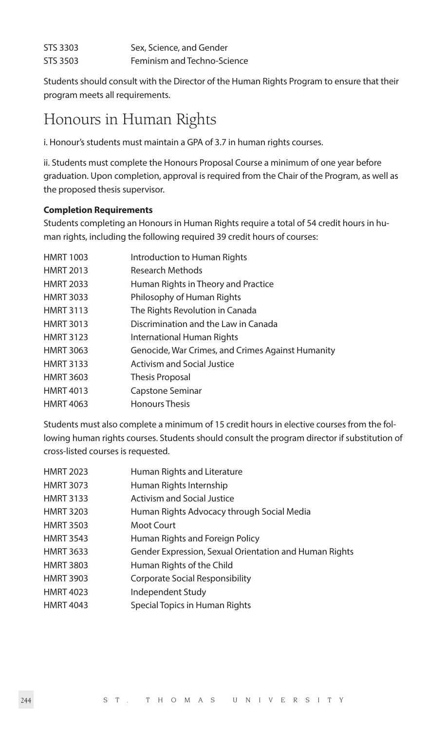| | |
|---|---|
| STS 3303 | Sex, Science, and Gender |
| STS 3503 | Feminism and Techno-Science |

Students should consult with the Director of the Human Rights Program to ensure that their program meets all requirements.

## Honours in Human Rights

i. Honour's students must maintain a GPA of 3.7 in human rights courses.

ii. Students must complete the Honours Proposal Course a minimum of one year before graduation. Upon completion, approval is required from the Chair of the Program, as well as the proposed thesis supervisor.

**Completion Requirements**

Students completing an Honours in Human Rights require a total of 54 credit hours in human rights, including the following required 39 credit hours of courses:

| | |
|---|---|
| HMRT 1003 | Introduction to Human Rights |
| HMRT 2013 | Research Methods |
| HMRT 2033 | Human Rights in Theory and Practice |
| HMRT 3033 | Philosophy of Human Rights |
| HMRT 3113 | The Rights Revolution in Canada |
| HMRT 3013 | Discrimination and the Law in Canada |
| HMRT 3123 | International Human Rights |
| HMRT 3063 | Genocide, War Crimes, and Crimes Against Humanity |
| HMRT 3133 | Activism and Social Justice |
| HMRT 3603 | Thesis Proposal |
| HMRT 4013 | Capstone Seminar |
| HMRT 4063 | Honours Thesis |

Students must also complete a minimum of 15 credit hours in elective courses from the following human rights courses. Students should consult the program director if substitution of cross-listed courses is requested.

| | |
|---|---|
| HMRT 2023 | Human Rights and Literature |
| HMRT 3073 | Human Rights Internship |
| HMRT 3133 | Activism and Social Justice |
| HMRT 3203 | Human Rights Advocacy through Social Media |
| HMRT 3503 | Moot Court |
| HMRT 3543 | Human Rights and Foreign Policy |
| HMRT 3633 | Gender Expression, Sexual Orientation and Human Rights |
| HMRT 3803 | Human Rights of the Child |
| HMRT 3903 | Corporate Social Responsibility |
| HMRT 4023 | Independent Study |
| HMRT 4043 | Special Topics in Human Rights |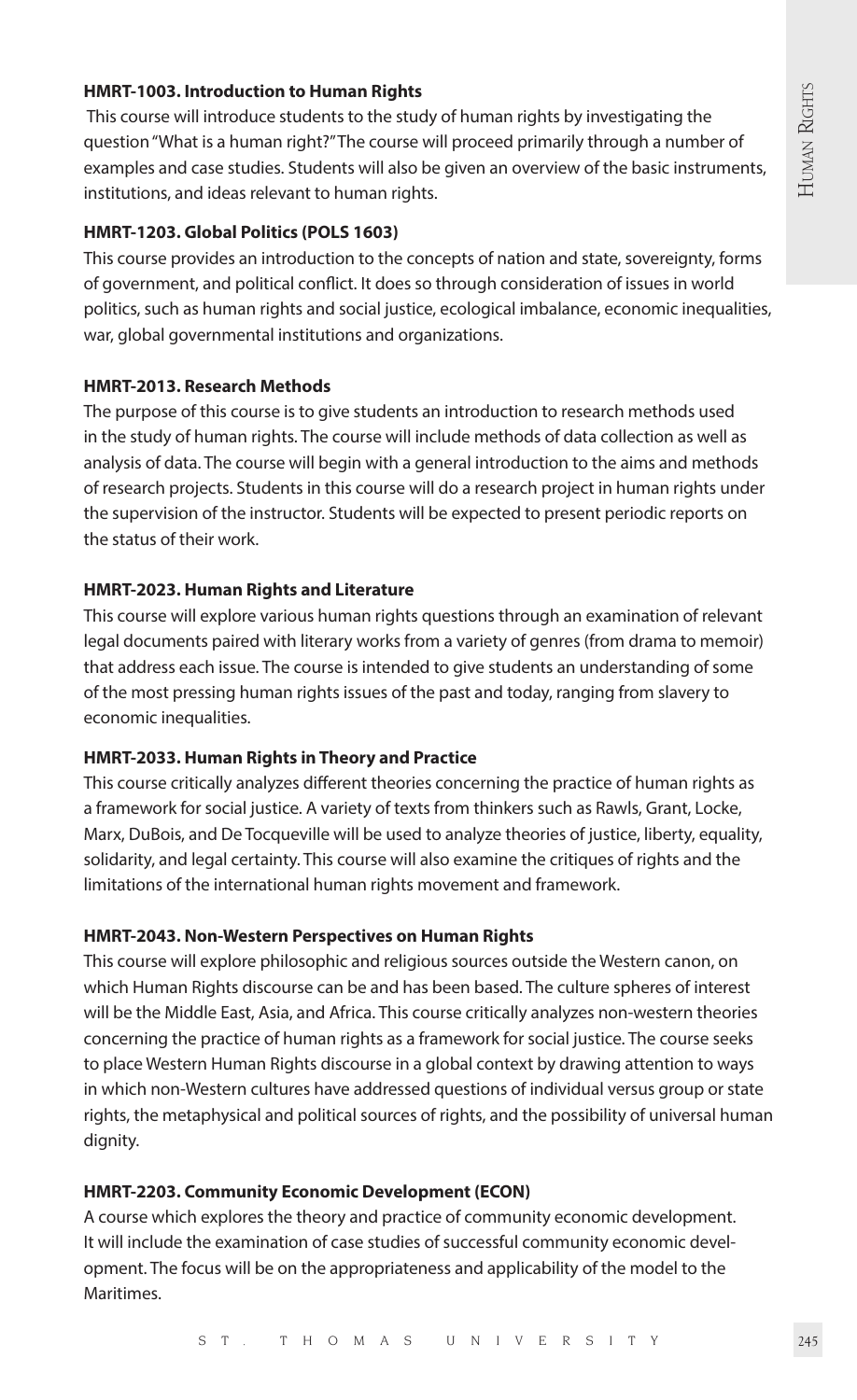**HMRT-1003. Introduction to Human Rights**

This course will introduce students to the study of human rights by investigating the question "What is a human right?" The course will proceed primarily through a number of examples and case studies. Students will also be given an overview of the basic instruments, institutions, and ideas relevant to human rights.

**HMRT-1203. Global Politics (POLS 1603)**

This course provides an introduction to the concepts of nation and state, sovereignty, forms of government, and political conflict. It does so through consideration of issues in world politics, such as human rights and social justice, ecological imbalance, economic inequalities, war, global governmental institutions and organizations.

**HMRT-2013. Research Methods**

The purpose of this course is to give students an introduction to research methods used in the study of human rights. The course will include methods of data collection as well as analysis of data. The course will begin with a general introduction to the aims and methods of research projects. Students in this course will do a research project in human rights under the supervision of the instructor. Students will be expected to present periodic reports on the status of their work.

**HMRT-2023. Human Rights and Literature**

This course will explore various human rights questions through an examination of relevant legal documents paired with literary works from a variety of genres (from drama to memoir) that address each issue. The course is intended to give students an understanding of some of the most pressing human rights issues of the past and today, ranging from slavery to economic inequalities.

**HMRT-2033. Human Rights in Theory and Practice**

This course critically analyzes different theories concerning the practice of human rights as a framework for social justice. A variety of texts from thinkers such as Rawls, Grant, Locke, Marx, DuBois, and De Tocqueville will be used to analyze theories of justice, liberty, equality, solidarity, and legal certainty. This course will also examine the critiques of rights and the limitations of the international human rights movement and framework.

**HMRT-2043. Non-Western Perspectives on Human Rights**

This course will explore philosophic and religious sources outside the Western canon, on which Human Rights discourse can be and has been based. The culture spheres of interest will be the Middle East, Asia, and Africa. This course critically analyzes non-western theories concerning the practice of human rights as a framework for social justice. The course seeks to place Western Human Rights discourse in a global context by drawing attention to ways in which non-Western cultures have addressed questions of individual versus group or state rights, the metaphysical and political sources of rights, and the possibility of universal human dignity.

**HMRT-2203. Community Economic Development (ECON)**

A course which explores the theory and practice of community economic development. It will include the examination of case studies of successful community economic development. The focus will be on the appropriateness and applicability of the model to the Maritimes.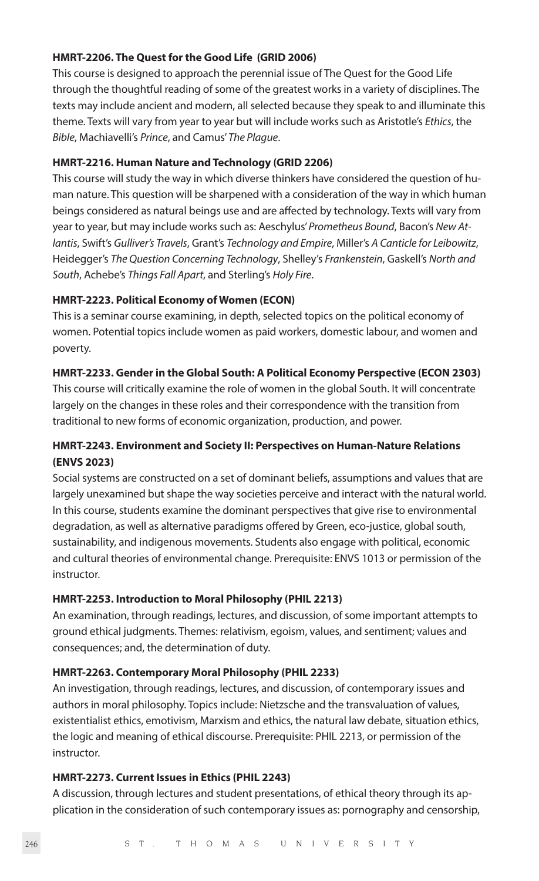**HMRT-2206. The Quest for the Good Life (GRID 2006)**

This course is designed to approach the perennial issue of The Quest for the Good Life through the thoughtful reading of some of the greatest works in a variety of disciplines. The texts may include ancient and modern, all selected because they speak to and illuminate this theme. Texts will vary from year to year but will include works such as Aristotle's *Ethics*, the *Bible*, Machiavelli's *Prince*, and Camus' *The Plague*.

**HMRT-2216. Human Nature and Technology (GRID 2206)**

This course will study the way in which diverse thinkers have considered the question of human nature. This question will be sharpened with a consideration of the way in which human beings considered as natural beings use and are affected by technology. Texts will vary from year to year, but may include works such as: Aeschylus' *Prometheus Bound*, Bacon's *New Atlantis*, Swift's *Gulliver's Travels*, Grant's *Technology and Empire*, Miller's *A Canticle for Leibowitz*, Heidegger's *The Question Concerning Technology*, Shelley's *Frankenstein*, Gaskell's *North and South*, Achebe's *Things Fall Apart*, and Sterling's *Holy Fire*.

**HMRT-2223. Political Economy of Women (ECON)**

This is a seminar course examining, in depth, selected topics on the political economy of women. Potential topics include women as paid workers, domestic labour, and women and poverty.

**HMRT-2233. Gender in the Global South: A Political Economy Perspective (ECON 2303)**

This course will critically examine the role of women in the global South. It will concentrate largely on the changes in these roles and their correspondence with the transition from traditional to new forms of economic organization, production, and power.

**HMRT-2243. Environment and Society II: Perspectives on Human-Nature Relations (ENVS 2023)**

Social systems are constructed on a set of dominant beliefs, assumptions and values that are largely unexamined but shape the way societies perceive and interact with the natural world. In this course, students examine the dominant perspectives that give rise to environmental degradation, as well as alternative paradigms offered by Green, eco-justice, global south, sustainability, and indigenous movements. Students also engage with political, economic and cultural theories of environmental change. Prerequisite: ENVS 1013 or permission of the instructor.

**HMRT-2253. Introduction to Moral Philosophy (PHIL 2213)**

An examination, through readings, lectures, and discussion, of some important attempts to ground ethical judgments. Themes: relativism, egoism, values, and sentiment; values and consequences; and, the determination of duty.

**HMRT-2263. Contemporary Moral Philosophy (PHIL 2233)**

An investigation, through readings, lectures, and discussion, of contemporary issues and authors in moral philosophy. Topics include: Nietzsche and the transvaluation of values, existentialist ethics, emotivism, Marxism and ethics, the natural law debate, situation ethics, the logic and meaning of ethical discourse. Prerequisite: PHIL 2213, or permission of the instructor.

**HMRT-2273. Current Issues in Ethics (PHIL 2243)**

A discussion, through lectures and student presentations, of ethical theory through its application in the consideration of such contemporary issues as: pornography and censorship,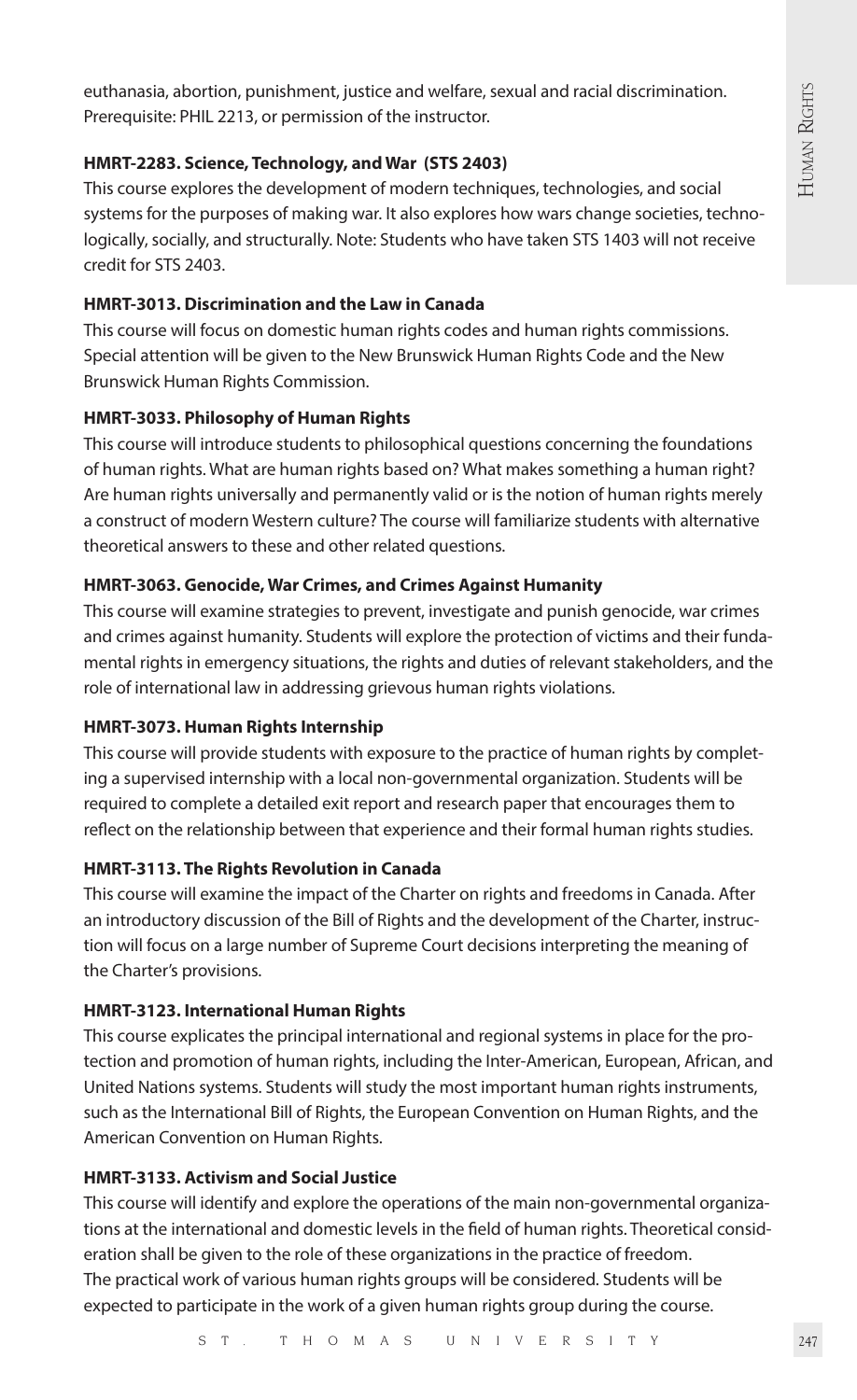euthanasia, abortion, punishment, justice and welfare, sexual and racial discrimination. Prerequisite: PHIL 2213, or permission of the instructor.

**HMRT-2283. Science, Technology, and War (STS 2403)**

This course explores the development of modern techniques, technologies, and social systems for the purposes of making war. It also explores how wars change societies, technologically, socially, and structurally. Note: Students who have taken STS 1403 will not receive credit for STS 2403.

**HMRT-3013. Discrimination and the Law in Canada**

This course will focus on domestic human rights codes and human rights commissions. Special attention will be given to the New Brunswick Human Rights Code and the New Brunswick Human Rights Commission.

**HMRT-3033. Philosophy of Human Rights**

This course will introduce students to philosophical questions concerning the foundations of human rights. What are human rights based on? What makes something a human right? Are human rights universally and permanently valid or is the notion of human rights merely a construct of modern Western culture? The course will familiarize students with alternative theoretical answers to these and other related questions.

**HMRT-3063. Genocide, War Crimes, and Crimes Against Humanity**

This course will examine strategies to prevent, investigate and punish genocide, war crimes and crimes against humanity. Students will explore the protection of victims and their fundamental rights in emergency situations, the rights and duties of relevant stakeholders, and the role of international law in addressing grievous human rights violations.

**HMRT-3073. Human Rights Internship**

This course will provide students with exposure to the practice of human rights by completing a supervised internship with a local non-governmental organization. Students will be required to complete a detailed exit report and research paper that encourages them to reflect on the relationship between that experience and their formal human rights studies.

**HMRT-3113. The Rights Revolution in Canada**

This course will examine the impact of the Charter on rights and freedoms in Canada. After an introductory discussion of the Bill of Rights and the development of the Charter, instruction will focus on a large number of Supreme Court decisions interpreting the meaning of the Charter's provisions.

**HMRT-3123. International Human Rights**

This course explicates the principal international and regional systems in place for the protection and promotion of human rights, including the Inter-American, European, African, and United Nations systems. Students will study the most important human rights instruments, such as the International Bill of Rights, the European Convention on Human Rights, and the American Convention on Human Rights.

**HMRT-3133. Activism and Social Justice**

This course will identify and explore the operations of the main non-governmental organizations at the international and domestic levels in the field of human rights. Theoretical consideration shall be given to the role of these organizations in the practice of freedom.
The practical work of various human rights groups will be considered. Students will be expected to participate in the work of a given human rights group during the course.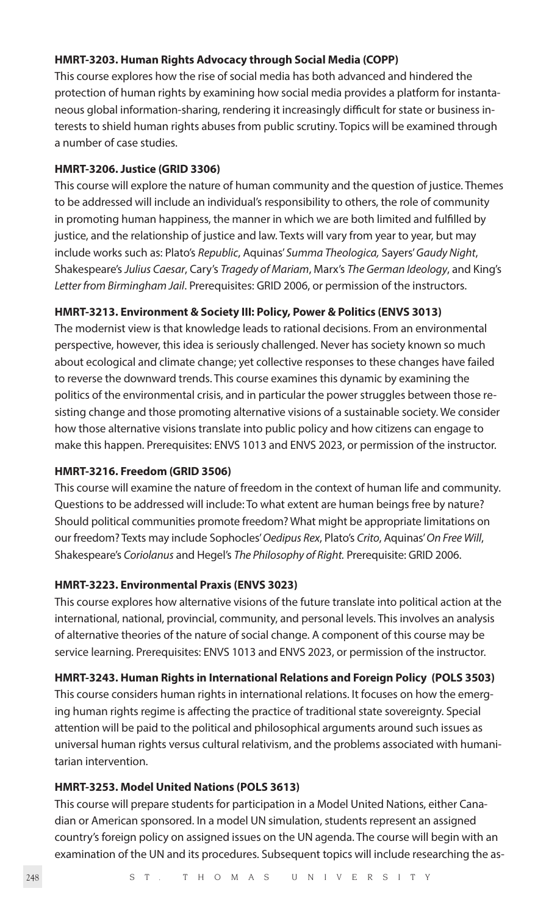**HMRT-3203. Human Rights Advocacy through Social Media (COPP)**
This course explores how the rise of social media has both advanced and hindered the protection of human rights by examining how social media provides a platform for instantaneous global information-sharing, rendering it increasingly difficult for state or business interests to shield human rights abuses from public scrutiny. Topics will be examined through a number of case studies.

**HMRT-3206. Justice (GRID 3306)**
This course will explore the nature of human community and the question of justice. Themes to be addressed will include an individual's responsibility to others, the role of community in promoting human happiness, the manner in which we are both limited and fulfilled by justice, and the relationship of justice and law. Texts will vary from year to year, but may include works such as: Plato's *Republic*, Aquinas' *Summa Theologica,* Sayers' *Gaudy Night*, Shakespeare's *Julius Caesar*, Cary's *Tragedy of Mariam*, Marx's *The German Ideology*, and King's *Letter from Birmingham Jail*. Prerequisites: GRID 2006, or permission of the instructors.

**HMRT-3213. Environment & Society III: Policy, Power & Politics (ENVS 3013)**
The modernist view is that knowledge leads to rational decisions. From an environmental perspective, however, this idea is seriously challenged. Never has society known so much about ecological and climate change; yet collective responses to these changes have failed to reverse the downward trends. This course examines this dynamic by examining the politics of the environmental crisis, and in particular the power struggles between those resisting change and those promoting alternative visions of a sustainable society. We consider how those alternative visions translate into public policy and how citizens can engage to make this happen. Prerequisites: ENVS 1013 and ENVS 2023, or permission of the instructor.

**HMRT-3216. Freedom (GRID 3506)**
This course will examine the nature of freedom in the context of human life and community. Questions to be addressed will include: To what extent are human beings free by nature? Should political communities promote freedom? What might be appropriate limitations on our freedom? Texts may include Sophocles' *Oedipus Rex*, Plato's *Crito*, Aquinas' *On Free Will*, Shakespeare's *Coriolanus* and Hegel's *The Philosophy of Right.* Prerequisite: GRID 2006.

**HMRT-3223. Environmental Praxis (ENVS 3023)**
This course explores how alternative visions of the future translate into political action at the international, national, provincial, community, and personal levels. This involves an analysis of alternative theories of the nature of social change. A component of this course may be service learning. Prerequisites: ENVS 1013 and ENVS 2023, or permission of the instructor.

**HMRT-3243. Human Rights in International Relations and Foreign Policy (POLS 3503)**
This course considers human rights in international relations. It focuses on how the emerging human rights regime is affecting the practice of traditional state sovereignty. Special attention will be paid to the political and philosophical arguments around such issues as universal human rights versus cultural relativism, and the problems associated with humanitarian intervention.

**HMRT-3253. Model United Nations (POLS 3613)**
This course will prepare students for participation in a Model United Nations, either Canadian or American sponsored. In a model UN simulation, students represent an assigned country's foreign policy on assigned issues on the UN agenda. The course will begin with an examination of the UN and its procedures. Subsequent topics will include researching the as-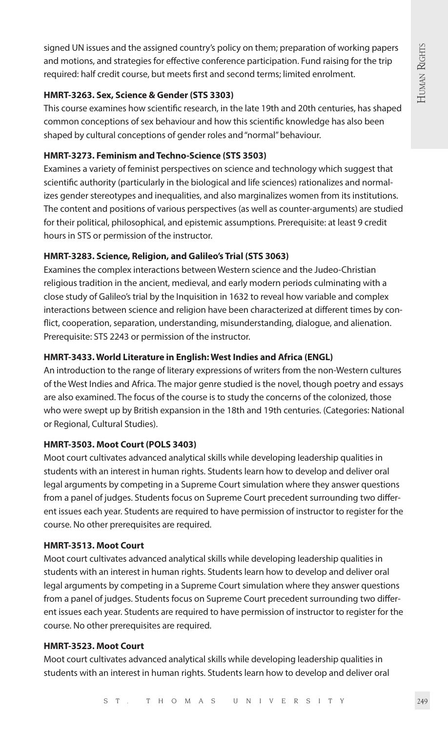signed UN issues and the assigned country's policy on them; preparation of working papers and motions, and strategies for effective conference participation. Fund raising for the trip required: half credit course, but meets first and second terms; limited enrolment.

**HMRT-3263. Sex, Science & Gender (STS 3303)**

This course examines how scientific research, in the late 19th and 20th centuries, has shaped common conceptions of sex behaviour and how this scientific knowledge has also been shaped by cultural conceptions of gender roles and "normal" behaviour.

**HMRT-3273. Feminism and Techno-Science (STS 3503)**

Examines a variety of feminist perspectives on science and technology which suggest that scientific authority (particularly in the biological and life sciences) rationalizes and normalizes gender stereotypes and inequalities, and also marginalizes women from its institutions. The content and positions of various perspectives (as well as counter-arguments) are studied for their political, philosophical, and epistemic assumptions. Prerequisite: at least 9 credit hours in STS or permission of the instructor.

**HMRT-3283. Science, Religion, and Galileo's Trial (STS 3063)**

Examines the complex interactions between Western science and the Judeo-Christian religious tradition in the ancient, medieval, and early modern periods culminating with a close study of Galileo's trial by the Inquisition in 1632 to reveal how variable and complex interactions between science and religion have been characterized at different times by conflict, cooperation, separation, understanding, misunderstanding, dialogue, and alienation. Prerequisite: STS 2243 or permission of the instructor.

**HMRT-3433. World Literature in English: West Indies and Africa (ENGL)**

An introduction to the range of literary expressions of writers from the non-Western cultures of the West Indies and Africa. The major genre studied is the novel, though poetry and essays are also examined. The focus of the course is to study the concerns of the colonized, those who were swept up by British expansion in the 18th and 19th centuries. (Categories: National or Regional, Cultural Studies).

**HMRT-3503. Moot Court (POLS 3403)**

Moot court cultivates advanced analytical skills while developing leadership qualities in students with an interest in human rights. Students learn how to develop and deliver oral legal arguments by competing in a Supreme Court simulation where they answer questions from a panel of judges. Students focus on Supreme Court precedent surrounding two different issues each year. Students are required to have permission of instructor to register for the course. No other prerequisites are required.

**HMRT-3513. Moot Court**

Moot court cultivates advanced analytical skills while developing leadership qualities in students with an interest in human rights. Students learn how to develop and deliver oral legal arguments by competing in a Supreme Court simulation where they answer questions from a panel of judges. Students focus on Supreme Court precedent surrounding two different issues each year. Students are required to have permission of instructor to register for the course. No other prerequisites are required.

**HMRT-3523. Moot Court**

Moot court cultivates advanced analytical skills while developing leadership qualities in students with an interest in human rights. Students learn how to develop and deliver oral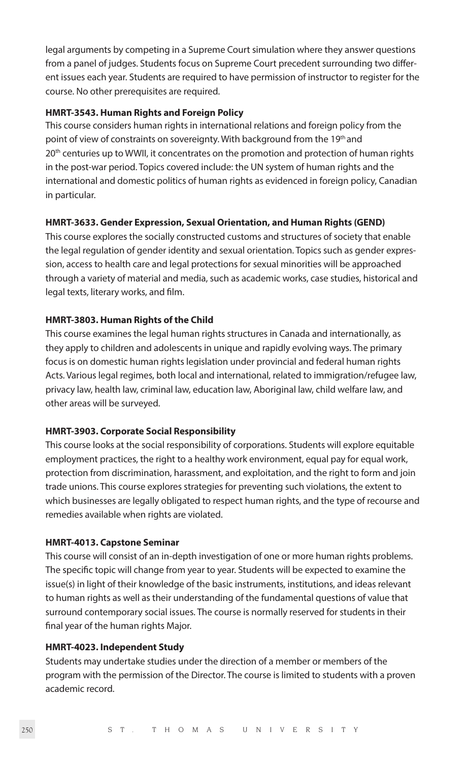legal arguments by competing in a Supreme Court simulation where they answer questions from a panel of judges. Students focus on Supreme Court precedent surrounding two different issues each year. Students are required to have permission of instructor to register for the course. No other prerequisites are required.

**HMRT-3543. Human Rights and Foreign Policy**

This course considers human rights in international relations and foreign policy from the point of view of constraints on sovereignty. With background from the 19th and 20th centuries up to WWII, it concentrates on the promotion and protection of human rights in the post-war period. Topics covered include: the UN system of human rights and the international and domestic politics of human rights as evidenced in foreign policy, Canadian in particular.

**HMRT-3633. Gender Expression, Sexual Orientation, and Human Rights (GEND)**

This course explores the socially constructed customs and structures of society that enable the legal regulation of gender identity and sexual orientation. Topics such as gender expression, access to health care and legal protections for sexual minorities will be approached through a variety of material and media, such as academic works, case studies, historical and legal texts, literary works, and film.

**HMRT-3803. Human Rights of the Child**

This course examines the legal human rights structures in Canada and internationally, as they apply to children and adolescents in unique and rapidly evolving ways. The primary focus is on domestic human rights legislation under provincial and federal human rights Acts. Various legal regimes, both local and international, related to immigration/refugee law, privacy law, health law, criminal law, education law, Aboriginal law, child welfare law, and other areas will be surveyed.

**HMRT-3903. Corporate Social Responsibility**

This course looks at the social responsibility of corporations. Students will explore equitable employment practices, the right to a healthy work environment, equal pay for equal work, protection from discrimination, harassment, and exploitation, and the right to form and join trade unions. This course explores strategies for preventing such violations, the extent to which businesses are legally obligated to respect human rights, and the type of recourse and remedies available when rights are violated.

**HMRT-4013. Capstone Seminar**

This course will consist of an in-depth investigation of one or more human rights problems. The specific topic will change from year to year. Students will be expected to examine the issue(s) in light of their knowledge of the basic instruments, institutions, and ideas relevant to human rights as well as their understanding of the fundamental questions of value that surround contemporary social issues. The course is normally reserved for students in their final year of the human rights Major.

**HMRT-4023. Independent Study**

Students may undertake studies under the direction of a member or members of the program with the permission of the Director. The course is limited to students with a proven academic record.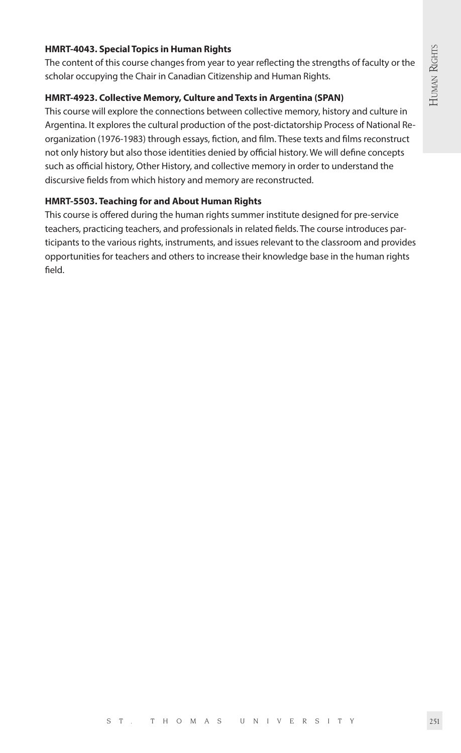**HMRT-4043. Special Topics in Human Rights**

The content of this course changes from year to year reflecting the strengths of faculty or the scholar occupying the Chair in Canadian Citizenship and Human Rights.

**HMRT-4923. Collective Memory, Culture and Texts in Argentina (SPAN)**

This course will explore the connections between collective memory, history and culture in Argentina. It explores the cultural production of the post-dictatorship Process of National Reorganization (1976-1983) through essays, fiction, and film. These texts and films reconstruct not only history but also those identities denied by official history. We will define concepts such as official history, Other History, and collective memory in order to understand the discursive fields from which history and memory are reconstructed.

**HMRT-5503. Teaching for and About Human Rights**

This course is offered during the human rights summer institute designed for pre-service teachers, practicing teachers, and professionals in related fields. The course introduces participants to the various rights, instruments, and issues relevant to the classroom and provides opportunities for teachers and others to increase their knowledge base in the human rights field.